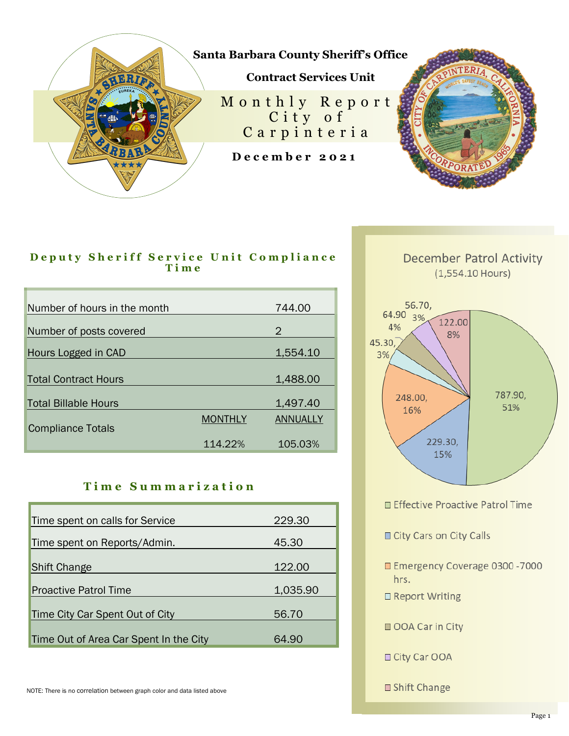# Santa Barbara County Sheriff's Office

## Contract Services Unit

# Monthly Report City of Carpinteria

**December 2021**

## Deputy Sheriff Service Unit Compliance Time

| | | |
|---|---|---|
| Number of hours in the month | | 744.00 |
| Number of posts covered | | 2 |
| Hours Logged in CAD | | 1,554.10 |
| Total Contract Hours | | 1,488.00 |
| Total Billable Hours | | 1,497.40 |
| Compliance Totals | MONTHLY | ANNUALLY |
| | 114.22% | 105.03% |

## Time Summarization

| | |
|---|---|
| Time spent on calls for Service | 229.30 |
| Time spent on Reports/Admin. | 45.30 |
| Shift Change | 122.00 |
| Proactive Patrol Time | 1,035.90 |
| Time City Car Spent Out of City | 56.70 |
| Time Out of Area Car Spent In the City | 64.90 |

NOTE: There is no correlation between graph color and data listed above

## December Patrol Activity
(1,554.10 Hours)

| Category | Hours | Percent |
|---|---|---|
| Effective Proactive Patrol Time | 787.90 | 51% |
| City Cars on City Calls | 229.30 | 15% |
| Emergency Coverage 0300 -7000 hrs. | 248.00 | 16% |
| Report Writing | 45.30 | 3% |
| OOA Car in City | 64.90 | 4% |
| City Car OOA | 56.70 | 3% |
| Shift Change | 122.00 | 8% |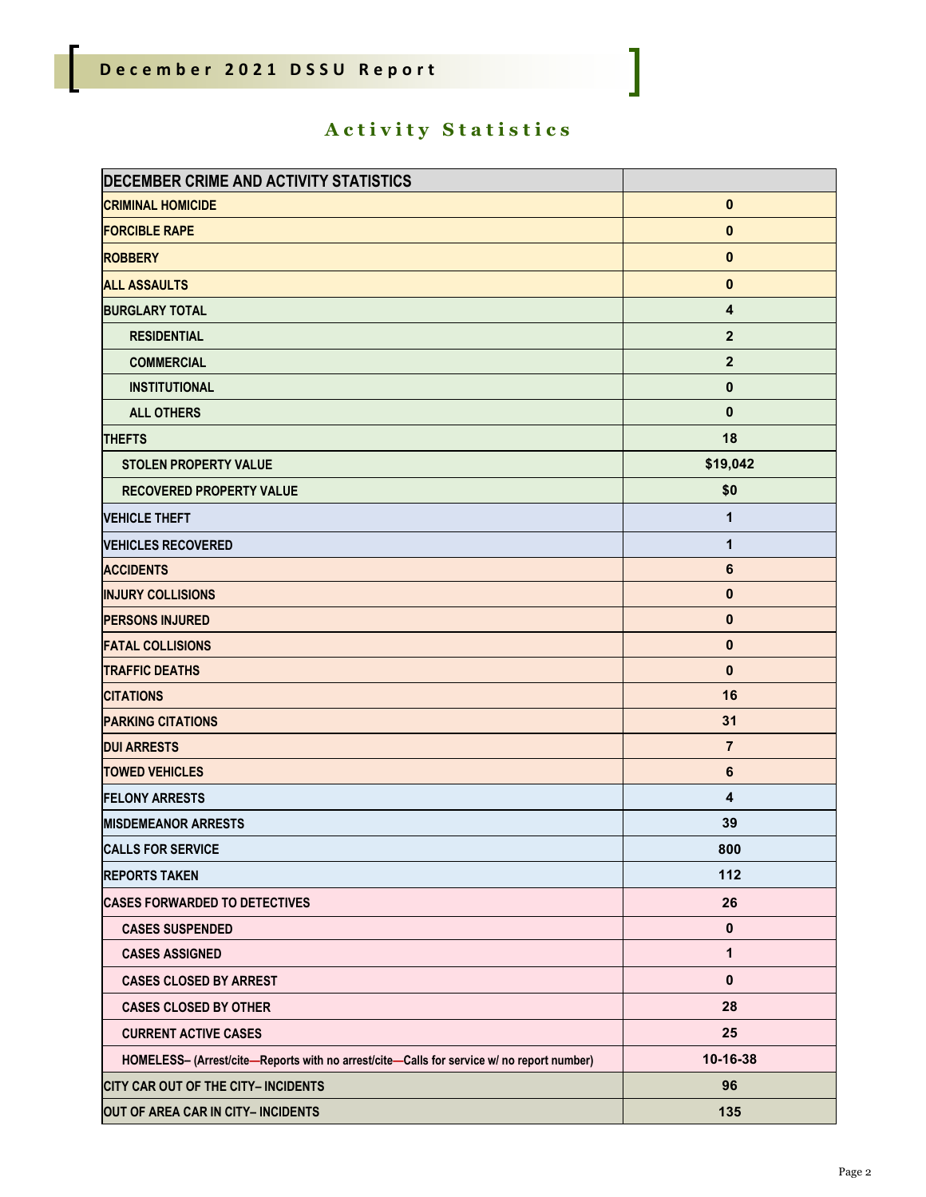## Activity Statistics

| DECEMBER CRIME AND ACTIVITY STATISTICS | |
|---|---|
| CRIMINAL HOMICIDE | 0 |
| FORCIBLE RAPE | 0 |
| ROBBERY | 0 |
| ALL ASSAULTS | 0 |
| BURGLARY TOTAL | 4 |
| RESIDENTIAL | 2 |
| COMMERCIAL | 2 |
| INSTITUTIONAL | 0 |
| ALL OTHERS | 0 |
| THEFTS | 18 |
| STOLEN PROPERTY VALUE | $19,042 |
| RECOVERED PROPERTY VALUE | $0 |
| VEHICLE THEFT | 1 |
| VEHICLES RECOVERED | 1 |
| ACCIDENTS | 6 |
| INJURY COLLISIONS | 0 |
| PERSONS INJURED | 0 |
| FATAL COLLISIONS | 0 |
| TRAFFIC DEATHS | 0 |
| CITATIONS | 16 |
| PARKING CITATIONS | 31 |
| DUI ARRESTS | 7 |
| TOWED VEHICLES | 6 |
| FELONY ARRESTS | 4 |
| MISDEMEANOR ARRESTS | 39 |
| CALLS FOR SERVICE | 800 |
| REPORTS TAKEN | 112 |
| CASES FORWARDED TO DETECTIVES | 26 |
| CASES SUSPENDED | 0 |
| CASES ASSIGNED | 1 |
| CASES CLOSED BY ARREST | 0 |
| CASES CLOSED BY OTHER | 28 |
| CURRENT ACTIVE CASES | 25 |
| HOMELESS– (Arrest/cite—Reports with no arrest/cite—Calls for service w/ no report number) | 10-16-38 |
| CITY CAR OUT OF THE CITY– INCIDENTS | 96 |
| OUT OF AREA CAR IN CITY– INCIDENTS | 135 |